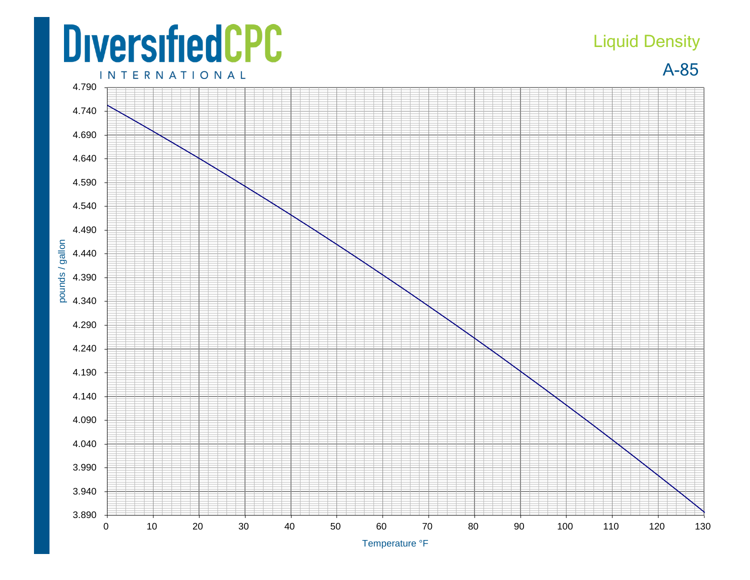# DiversifiedCPC INTERNATIONAL

## Liquid Density

## A-85

pounds / gallon

4.790
4.740
4.690
4.640
4.590
4.540
4.490
4.440
4.390
4.340
4.290
4.240
4.190
4.140
4.090
4.040
3.990
3.940
3.890

0 10 20 30 40 50 60 70 80 90 100 110 120 130

Temperature °F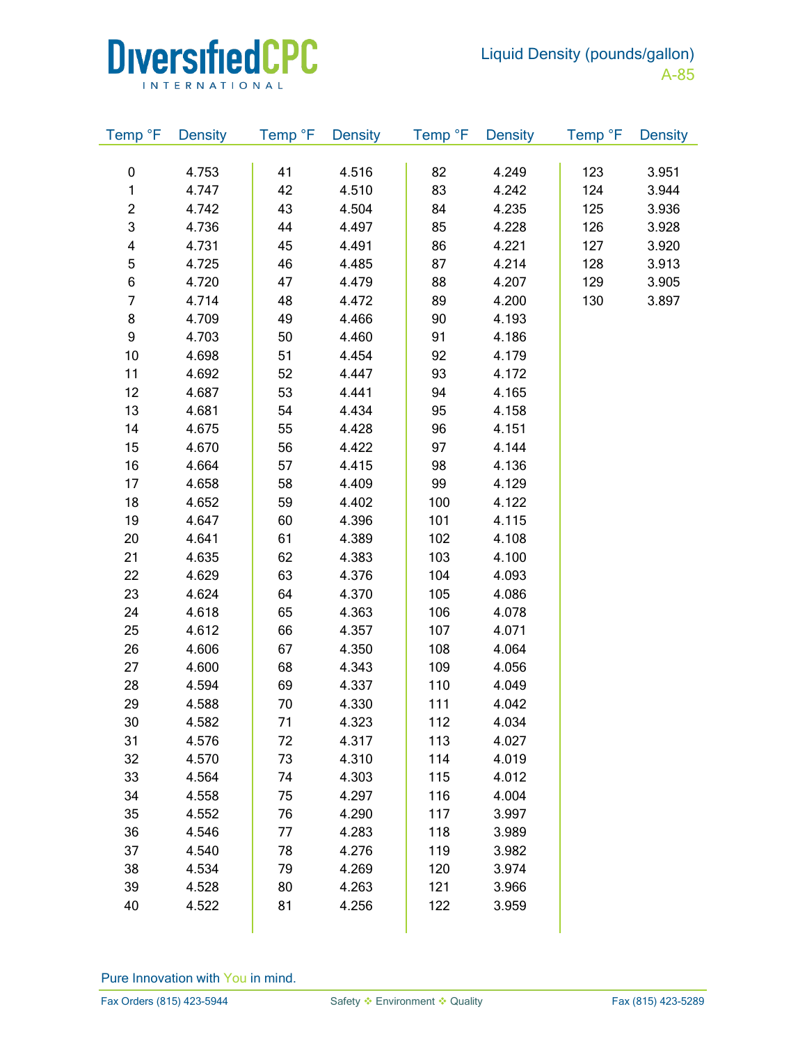DiversifiedCPC INTERNATIONAL

# Liquid Density (pounds/gallon)

## A-85

| Temp °F | Density | Temp °F | Density | Temp °F | Density | Temp °F | Density |
|---|---|---|---|---|---|---|---|
| 0 | 4.753 | 41 | 4.516 | 82 | 4.249 | 123 | 3.951 |
| 1 | 4.747 | 42 | 4.510 | 83 | 4.242 | 124 | 3.944 |
| 2 | 4.742 | 43 | 4.504 | 84 | 4.235 | 125 | 3.936 |
| 3 | 4.736 | 44 | 4.497 | 85 | 4.228 | 126 | 3.928 |
| 4 | 4.731 | 45 | 4.491 | 86 | 4.221 | 127 | 3.920 |
| 5 | 4.725 | 46 | 4.485 | 87 | 4.214 | 128 | 3.913 |
| 6 | 4.720 | 47 | 4.479 | 88 | 4.207 | 129 | 3.905 |
| 7 | 4.714 | 48 | 4.472 | 89 | 4.200 | 130 | 3.897 |
| 8 | 4.709 | 49 | 4.466 | 90 | 4.193 | | |
| 9 | 4.703 | 50 | 4.460 | 91 | 4.186 | | |
| 10 | 4.698 | 51 | 4.454 | 92 | 4.179 | | |
| 11 | 4.692 | 52 | 4.447 | 93 | 4.172 | | |
| 12 | 4.687 | 53 | 4.441 | 94 | 4.165 | | |
| 13 | 4.681 | 54 | 4.434 | 95 | 4.158 | | |
| 14 | 4.675 | 55 | 4.428 | 96 | 4.151 | | |
| 15 | 4.670 | 56 | 4.422 | 97 | 4.144 | | |
| 16 | 4.664 | 57 | 4.415 | 98 | 4.136 | | |
| 17 | 4.658 | 58 | 4.409 | 99 | 4.129 | | |
| 18 | 4.652 | 59 | 4.402 | 100 | 4.122 | | |
| 19 | 4.647 | 60 | 4.396 | 101 | 4.115 | | |
| 20 | 4.641 | 61 | 4.389 | 102 | 4.108 | | |
| 21 | 4.635 | 62 | 4.383 | 103 | 4.100 | | |
| 22 | 4.629 | 63 | 4.376 | 104 | 4.093 | | |
| 23 | 4.624 | 64 | 4.370 | 105 | 4.086 | | |
| 24 | 4.618 | 65 | 4.363 | 106 | 4.078 | | |
| 25 | 4.612 | 66 | 4.357 | 107 | 4.071 | | |
| 26 | 4.606 | 67 | 4.350 | 108 | 4.064 | | |
| 27 | 4.600 | 68 | 4.343 | 109 | 4.056 | | |
| 28 | 4.594 | 69 | 4.337 | 110 | 4.049 | | |
| 29 | 4.588 | 70 | 4.330 | 111 | 4.042 | | |
| 30 | 4.582 | 71 | 4.323 | 112 | 4.034 | | |
| 31 | 4.576 | 72 | 4.317 | 113 | 4.027 | | |
| 32 | 4.570 | 73 | 4.310 | 114 | 4.019 | | |
| 33 | 4.564 | 74 | 4.303 | 115 | 4.012 | | |
| 34 | 4.558 | 75 | 4.297 | 116 | 4.004 | | |
| 35 | 4.552 | 76 | 4.290 | 117 | 3.997 | | |
| 36 | 4.546 | 77 | 4.283 | 118 | 3.989 | | |
| 37 | 4.540 | 78 | 4.276 | 119 | 3.982 | | |
| 38 | 4.534 | 79 | 4.269 | 120 | 3.974 | | |
| 39 | 4.528 | 80 | 4.263 | 121 | 3.966 | | |
| 40 | 4.522 | 81 | 4.256 | 122 | 3.959 | | |

Pure Innovation with You in mind.

Fax Orders (815) 423-5944 Safety ❖ Environment ❖ Quality Fax (815) 423-5289